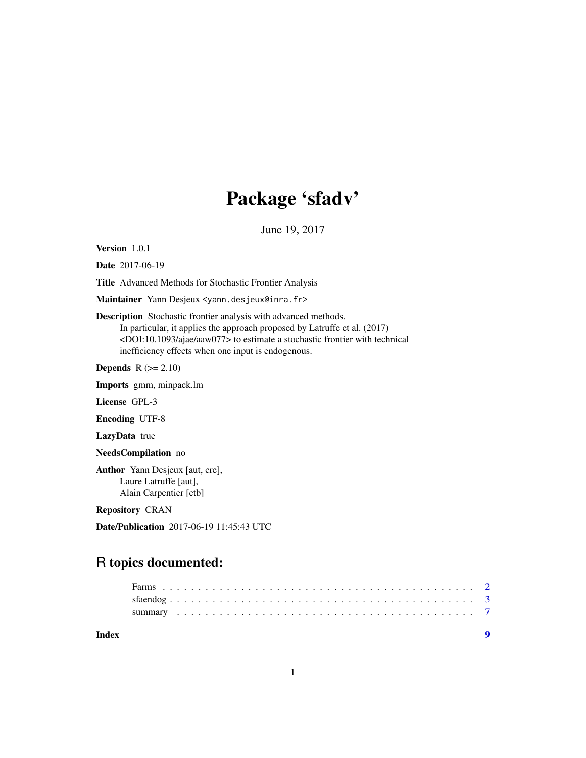# Package 'sfadv'

June 19, 2017

**Version** 1.0.1

**Date** 2017-06-19

**Title** Advanced Methods for Stochastic Frontier Analysis

**Maintainer** Yann Desjeux <yann.desjeux@inra.fr>

**Description** Stochastic frontier analysis with advanced methods.
In particular, it applies the approach proposed by Latruffe et al. (2017) <DOI:10.1093/ajae/aaw077> to estimate a stochastic frontier with technical inefficiency effects when one input is endogenous.

**Depends** R (>= 2.10)

**Imports** gmm, minpack.lm

**License** GPL-3

**Encoding** UTF-8

**LazyData** true

**NeedsCompilation** no

**Author** Yann Desjeux [aut, cre],
Laure Latruffe [aut],
Alain Carpentier [ctb]

**Repository** CRAN

**Date/Publication** 2017-06-19 11:45:43 UTC

## R topics documented:

| | |
|---|---|
| Farms | 2 |
| sfaendog | 3 |
| summary | 7 |
| **Index** | **9** |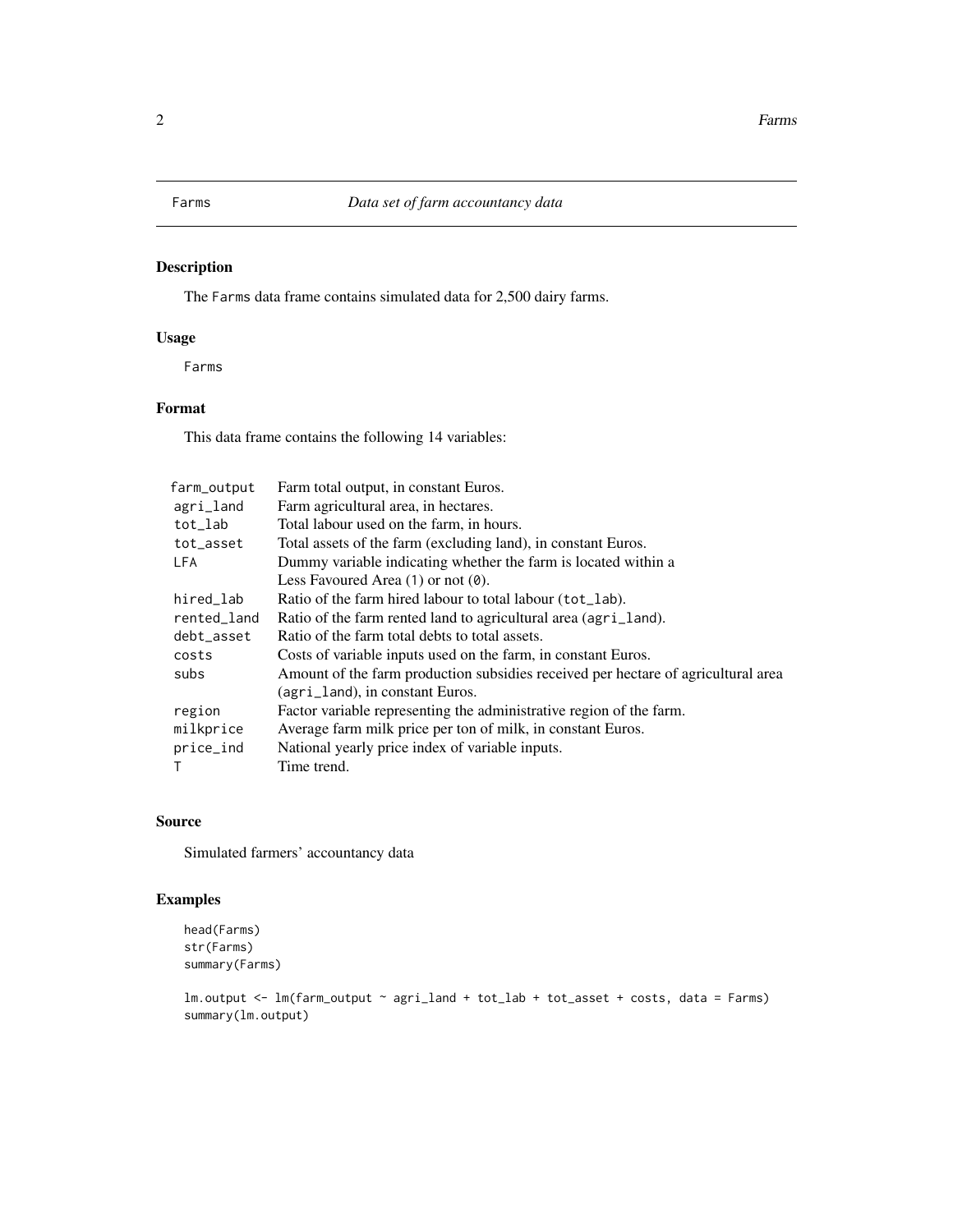Farms *Data set of farm accountancy data*

## Description

The Farms data frame contains simulated data for 2,500 dairy farms.

## Usage

```
Farms
```

## Format

This data frame contains the following 14 variables:

| | |
|---|---|
| farm_output | Farm total output, in constant Euros. |
| agri_land | Farm agricultural area, in hectares. |
| tot_lab | Total labour used on the farm, in hours. |
| tot_asset | Total assets of the farm (excluding land), in constant Euros. |
| LFA | Dummy variable indicating whether the farm is located within a Less Favoured Area (1) or not (0). |
| hired_lab | Ratio of the farm hired labour to total labour (tot_lab). |
| rented_land | Ratio of the farm rented land to agricultural area (agri_land). |
| debt_asset | Ratio of the farm total debts to total assets. |
| costs | Costs of variable inputs used on the farm, in constant Euros. |
| subs | Amount of the farm production subsidies received per hectare of agricultural area (agri_land), in constant Euros. |
| region | Factor variable representing the administrative region of the farm. |
| milkprice | Average farm milk price per ton of milk, in constant Euros. |
| price_ind | National yearly price index of variable inputs. |
| T | Time trend. |

## Source

Simulated farmers' accountancy data

## Examples

```
head(Farms)
str(Farms)
summary(Farms)

lm.output <- lm(farm_output ~ agri_land + tot_lab + tot_asset + costs, data = Farms)
summary(lm.output)
```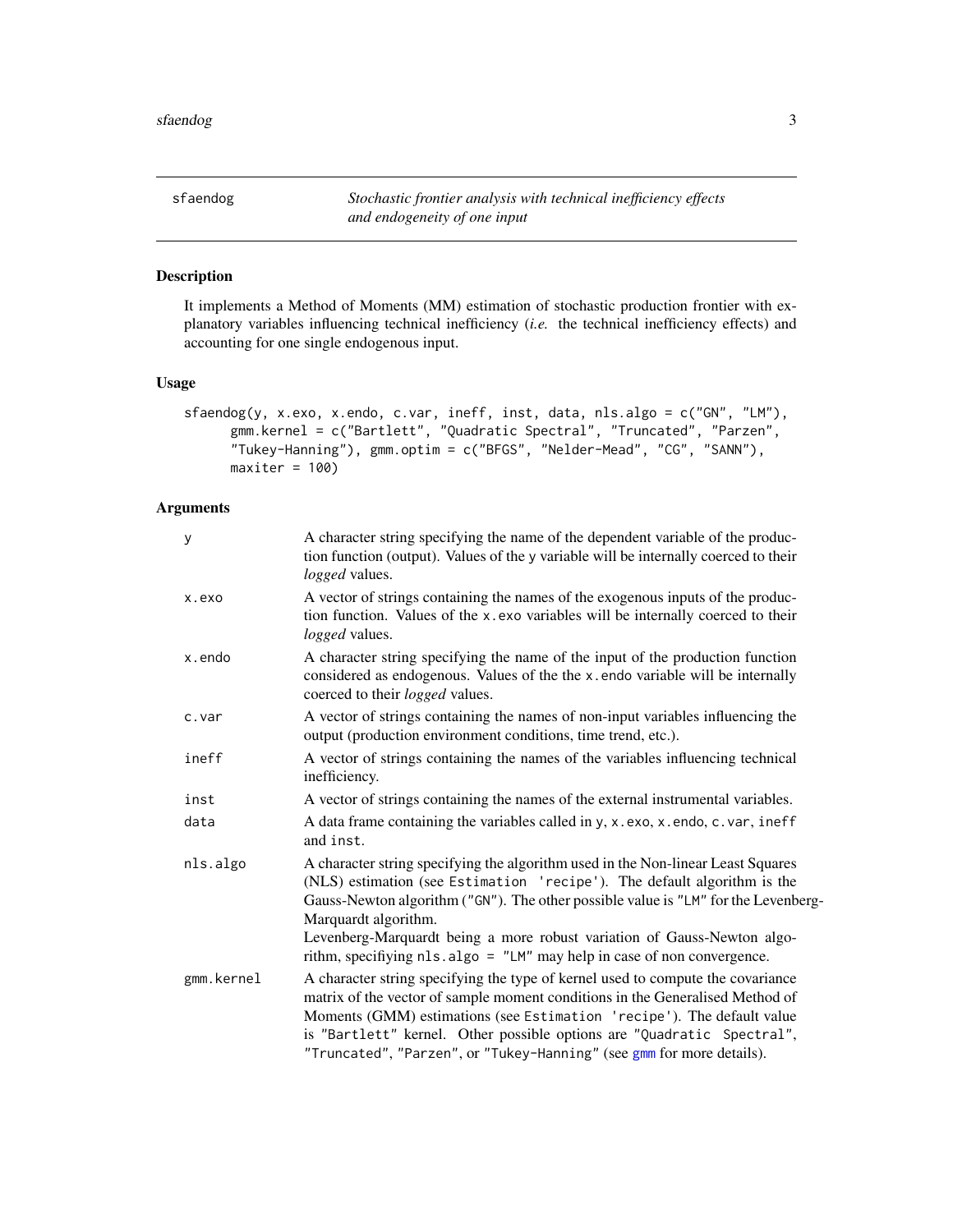# sfaendog

*Stochastic frontier analysis with technical inefficiency effects and endogeneity of one input*

## Description

It implements a Method of Moments (MM) estimation of stochastic production frontier with explanatory variables influencing technical inefficiency (*i.e.* the technical inefficiency effects) and accounting for one single endogenous input.

## Usage

```
sfaendog(y, x.exo, x.endo, c.var, ineff, inst, data, nls.algo = c("GN", "LM"),
      gmm.kernel = c("Bartlett", "Quadratic Spectral", "Truncated", "Parzen",
      "Tukey-Hanning"), gmm.optim = c("BFGS", "Nelder-Mead", "CG", "SANN"),
      maxiter = 100)
```

## Arguments

| | |
|---|---|
| `y` | A character string specifying the name of the dependent variable of the production function (output). Values of the `y` variable will be internally coerced to their *logged* values. |
| `x.exo` | A vector of strings containing the names of the exogenous inputs of the production function. Values of the `x.exo` variables will be internally coerced to their *logged* values. |
| `x.endo` | A character string specifying the name of the input of the production function considered as endogenous. Values of the the `x.endo` variable will be internally coerced to their *logged* values. |
| `c.var` | A vector of strings containing the names of non-input variables influencing the output (production environment conditions, time trend, etc.). |
| `ineff` | A vector of strings containing the names of the variables influencing technical inefficiency. |
| `inst` | A vector of strings containing the names of the external instrumental variables. |
| `data` | A data frame containing the variables called in `y`, `x.exo`, `x.endo`, `c.var`, `ineff` and `inst`. |
| `nls.algo` | A character string specifying the algorithm used in the Non-linear Least Squares (NLS) estimation (see `Estimation 'recipe'`). The default algorithm is the Gauss-Newton algorithm (`"GN"`). The other possible value is `"LM"` for the Levenberg-Marquardt algorithm.<br>Levenberg-Marquardt being a more robust variation of Gauss-Newton algorithm, specifiying `nls.algo = "LM"` may help in case of non convergence. |
| `gmm.kernel` | A character string specifying the type of kernel used to compute the covariance matrix of the vector of sample moment conditions in the Generalised Method of Moments (GMM) estimations (see `Estimation 'recipe'`). The default value is `"Bartlett"` kernel. Other possible options are `"Quadratic Spectral"`, `"Truncated"`, `"Parzen"`, or `"Tukey-Hanning"` (see `gmm` for more details). |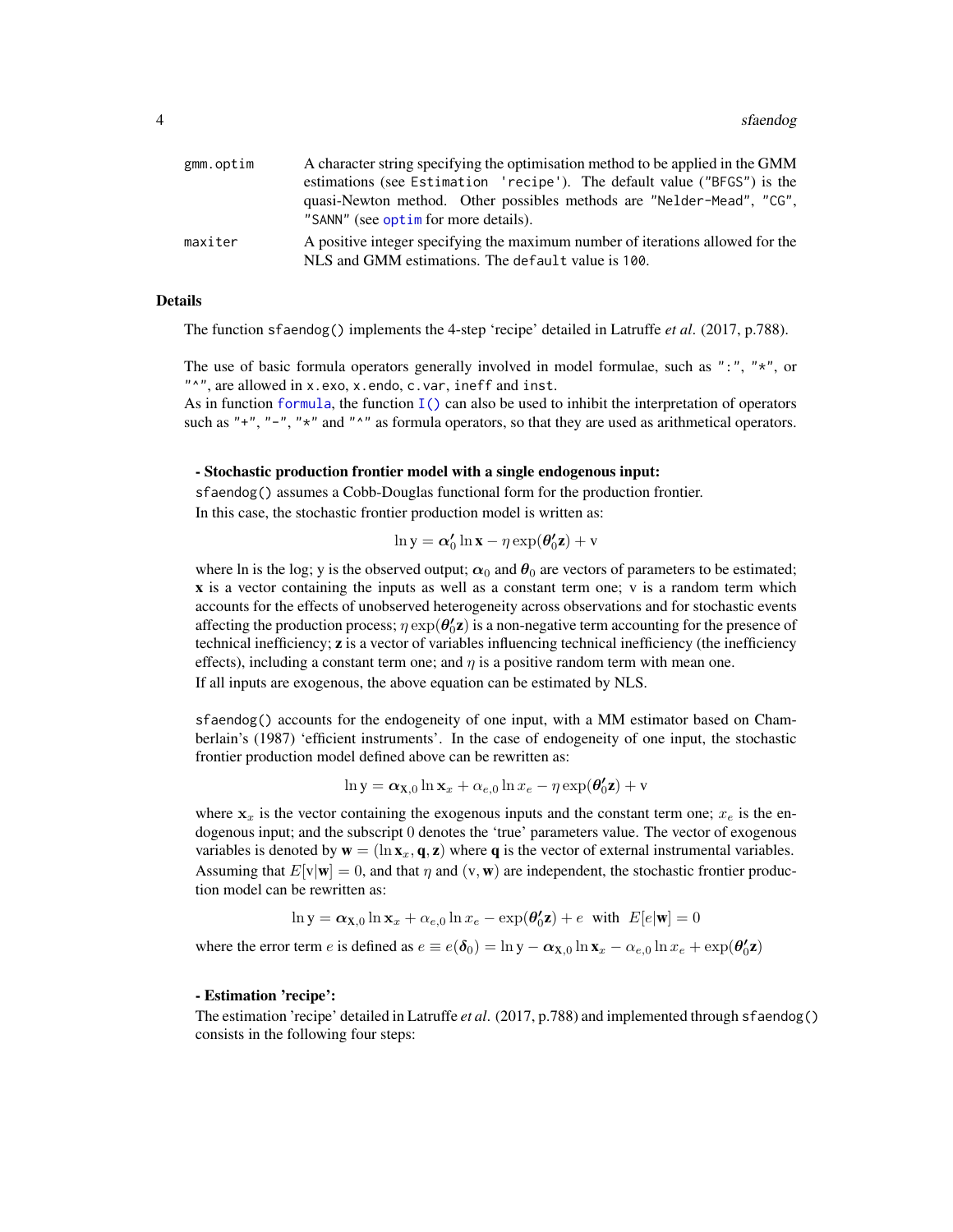| | |
|---|---|
| `gmm.optim` | A character string specifying the optimisation method to be applied in the GMM estimations (see Estimation 'recipe'). The default value ("BFGS") is the quasi-Newton method. Other possibles methods are "Nelder-Mead", "CG", "SANN" (see optim for more details). |
| `maxiter` | A positive integer specifying the maximum number of iterations allowed for the NLS and GMM estimations. The default value is 100. |

## Details

The function `sfaendog()` implements the 4-step 'recipe' detailed in Latruffe *et al*. (2017, p.788).

The use of basic formula operators generally involved in model formulae, such as ":", "*", or "^", are allowed in `x.exo`, `x.endo`, `c.var`, `ineff` and `inst`.
As in function `formula`, the function `I()` can also be used to inhibit the interpretation of operators such as "+", "-", "*" and "^" as formula operators, so that they are used as arithmetical operators.

**- Stochastic production frontier model with a single endogenous input:**

`sfaendog()` assumes a Cobb-Douglas functional form for the production frontier.
In this case, the stochastic frontier production model is written as:

$$\ln \mathrm{y} = \boldsymbol{\alpha}_0' \ln \mathbf{x} - \eta \exp(\boldsymbol{\theta}_0' \mathbf{z}) + \mathrm{v}$$

where ln is the log; y is the observed output; $\boldsymbol{\alpha}_0$ and $\boldsymbol{\theta}_0$ are vectors of parameters to be estimated; $\mathbf{x}$ is a vector containing the inputs as well as a constant term one; v is a random term which accounts for the effects of unobserved heterogeneity across observations and for stochastic events affecting the production process; $\eta \exp(\boldsymbol{\theta}_0' \mathbf{z})$ is a non-negative term accounting for the presence of technical inefficiency; $\mathbf{z}$ is a vector of variables influencing technical inefficiency (the inefficiency effects), including a constant term one; and $\eta$ is a positive random term with mean one.
If all inputs are exogenous, the above equation can be estimated by NLS.

`sfaendog()` accounts for the endogeneity of one input, with a MM estimator based on Chamberlain's (1987) 'efficient instruments'. In the case of endogeneity of one input, the stochastic frontier production model defined above can be rewritten as:

$$\ln \mathrm{y} = \boldsymbol{\alpha}_{\mathrm{X},0} \ln \mathbf{x}_x + \alpha_{e,0} \ln x_e - \eta \exp(\boldsymbol{\theta}_0' \mathbf{z}) + \mathrm{v}$$

where $\mathbf{x}_x$ is the vector containing the exogenous inputs and the constant term one; $x_e$ is the endogenous input; and the subscript 0 denotes the 'true' parameters value. The vector of exogenous variables is denoted by $\mathbf{w} = (\ln \mathbf{x}_x, \mathbf{q}, \mathbf{z})$ where $\mathbf{q}$ is the vector of external instrumental variables. Assuming that $E[\mathrm{v}|\mathbf{w}] = 0$, and that $\eta$ and $(\mathrm{v}, \mathbf{w})$ are independent, the stochastic frontier production model can be rewritten as:

$$\ln \mathrm{y} = \boldsymbol{\alpha}_{\mathrm{X},0} \ln \mathbf{x}_x + \alpha_{e,0} \ln x_e - \exp(\boldsymbol{\theta}_0' \mathbf{z}) + e \;\; \text{with} \;\; E[e|\mathbf{w}] = 0$$

where the error term $e$ is defined as $e \equiv e(\boldsymbol{\delta}_0) = \ln \mathrm{y} - \boldsymbol{\alpha}_{\mathrm{X},0} \ln \mathbf{x}_x - \alpha_{e,0} \ln x_e + \exp(\boldsymbol{\theta}_0' \mathbf{z})$

**- Estimation 'recipe':**

The estimation 'recipe' detailed in Latruffe *et al*. (2017, p.788) and implemented through `sfaendog()` consists in the following four steps: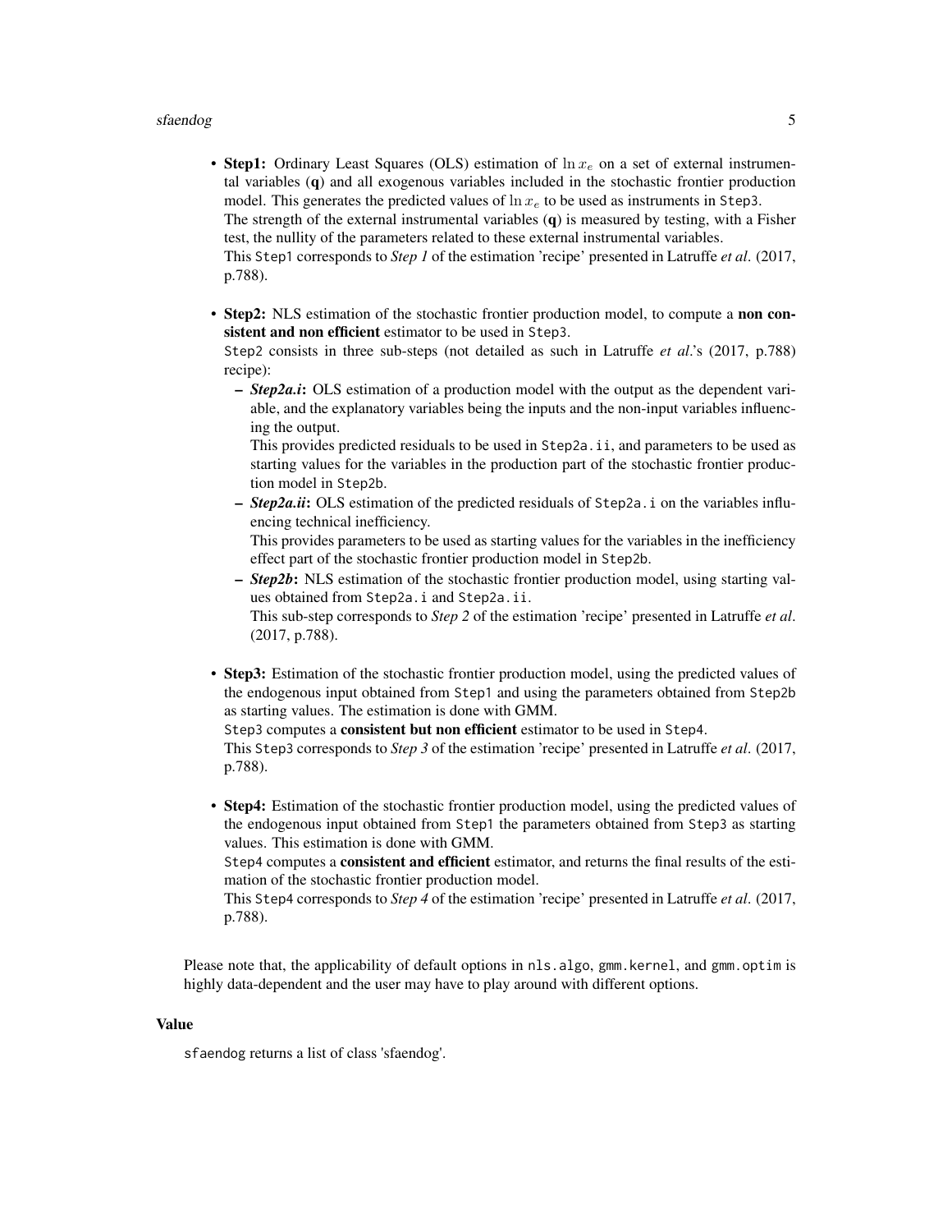- **Step1:** Ordinary Least Squares (OLS) estimation of $\ln x_e$ on a set of external instrumental variables ($\mathbf{q}$) and all exogenous variables included in the stochastic frontier production model. This generates the predicted values of $\ln x_e$ to be used as instruments in `Step3`.
  The strength of the external instrumental variables ($\mathbf{q}$) is measured by testing, with a Fisher test, the nullity of the parameters related to these external instrumental variables.
  This `Step1` corresponds to *Step 1* of the estimation 'recipe' presented in Latruffe *et al*. (2017, p.788).

- **Step2:** NLS estimation of the stochastic frontier production model, to compute a **non consistent and non efficient** estimator to be used in `Step3`.
  `Step2` consists in three sub-steps (not detailed as such in Latruffe *et al*.'s (2017, p.788) recipe):
  - ***Step2a.i***: OLS estimation of a production model with the output as the dependent variable, and the explanatory variables being the inputs and the non-input variables influencing the output.
    This provides predicted residuals to be used in `Step2a.ii`, and parameters to be used as starting values for the variables in the production part of the stochastic frontier production model in `Step2b`.
  - ***Step2a.ii***: OLS estimation of the predicted residuals of `Step2a.i` on the variables influencing technical inefficiency.
    This provides parameters to be used as starting values for the variables in the inefficiency effect part of the stochastic frontier production model in `Step2b`.
  - ***Step2b***: NLS estimation of the stochastic frontier production model, using starting values obtained from `Step2a.i` and `Step2a.ii`.
    This sub-step corresponds to *Step 2* of the estimation 'recipe' presented in Latruffe *et al*. (2017, p.788).

- **Step3:** Estimation of the stochastic frontier production model, using the predicted values of the endogenous input obtained from `Step1` and using the parameters obtained from `Step2b` as starting values. The estimation is done with GMM.
  `Step3` computes a **consistent but non efficient** estimator to be used in `Step4`.
  This `Step3` corresponds to *Step 3* of the estimation 'recipe' presented in Latruffe *et al*. (2017, p.788).

- **Step4:** Estimation of the stochastic frontier production model, using the predicted values of the endogenous input obtained from `Step1` the parameters obtained from `Step3` as starting values. This estimation is done with GMM.
  `Step4` computes a **consistent and efficient** estimator, and returns the final results of the estimation of the stochastic frontier production model.
  This `Step4` corresponds to *Step 4* of the estimation 'recipe' presented in Latruffe *et al*. (2017, p.788).

Please note that, the applicability of default options in `nls.algo`, `gmm.kernel`, and `gmm.optim` is highly data-dependent and the user may have to play around with different options.

## Value

`sfaendog` returns a list of class 'sfaendog'.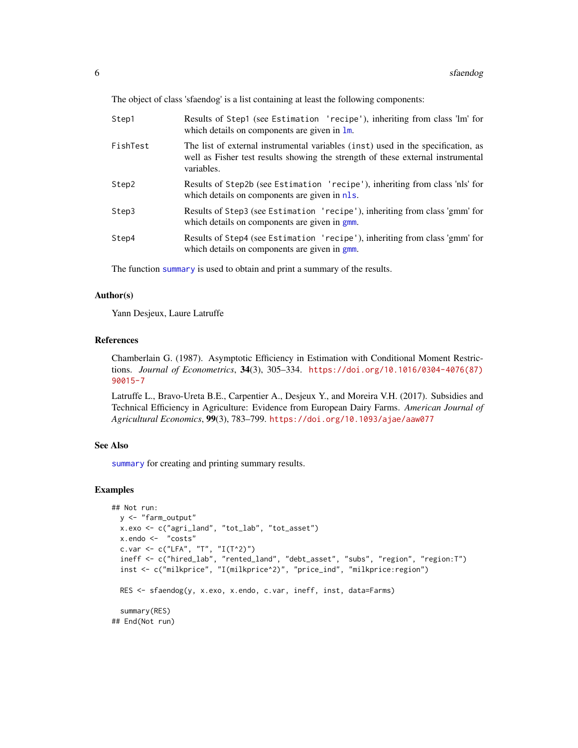The object of class 'sfaendog' is a list containing at least the following components:

- `Step1` — Results of `Step1` (see `Estimation 'recipe'`), inheriting from class 'lm' for which details on components are given in `lm`.
- `FishTest` — The list of external instrumental variables (`inst`) used in the specification, as well as Fisher test results showing the strength of these external instrumental variables.
- `Step2` — Results of `Step2b` (see `Estimation 'recipe'`), inheriting from class 'nls' for which details on components are given in `nls`.
- `Step3` — Results of `Step3` (see `Estimation 'recipe'`), inheriting from class 'gmm' for which details on components are given in `gmm`.
- `Step4` — Results of `Step4` (see `Estimation 'recipe'`), inheriting from class 'gmm' for which details on components are given in `gmm`.

The function `summary` is used to obtain and print a summary of the results.

## Author(s)

Yann Desjeux, Laure Latruffe

## References

Chamberlain G. (1987). Asymptotic Efficiency in Estimation with Conditional Moment Restrictions. *Journal of Econometrics*, **34**(3), 305–334. https://doi.org/10.1016/0304-4076(87)90015-7

Latruffe L., Bravo-Ureta B.E., Carpentier A., Desjeux Y., and Moreira V.H. (2017). Subsidies and Technical Efficiency in Agriculture: Evidence from European Dairy Farms. *American Journal of Agricultural Economics*, **99**(3), 783–799. https://doi.org/10.1093/ajae/aaw077

## See Also

`summary` for creating and printing summary results.

## Examples

```
## Not run:
  y <- "farm_output"
  x.exo <- c("agri_land", "tot_lab", "tot_asset")
  x.endo <-  "costs"
  c.var <- c("LFA", "T", "I(T^2)")
  ineff <- c("hired_lab", "rented_land", "debt_asset", "subs", "region", "region:T")
  inst <- c("milkprice", "I(milkprice^2)", "price_ind", "milkprice:region")

  RES <- sfaendog(y, x.exo, x.endo, c.var, ineff, inst, data=Farms)

  summary(RES)
## End(Not run)
```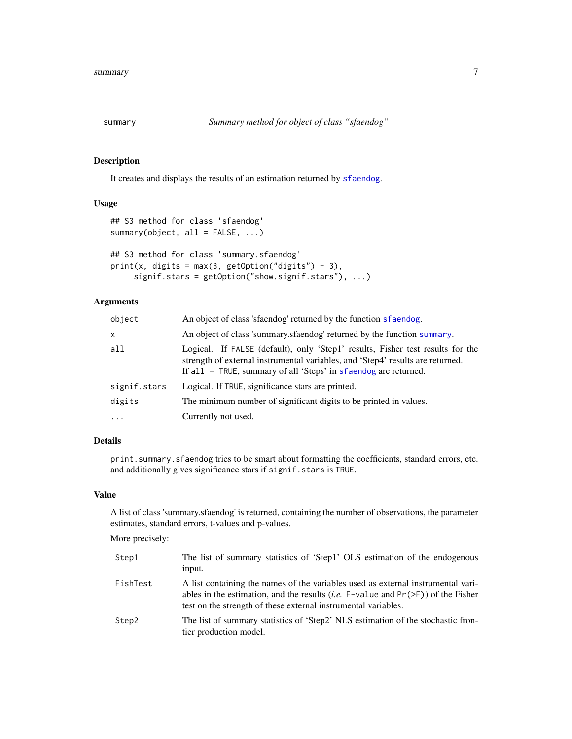## summary — *Summary method for object of class "sfaendog"*

### Description

It creates and displays the results of an estimation returned by `sfaendog`.

### Usage

```
## S3 method for class 'sfaendog'
summary(object, all = FALSE, ...)

## S3 method for class 'summary.sfaendog'
print(x, digits = max(3, getOption("digits") - 3),
     signif.stars = getOption("show.signif.stars"), ...)
```

### Arguments

| | |
|---|---|
| `object` | An object of class 'sfaendog' returned by the function `sfaendog`. |
| `x` | An object of class 'summary.sfaendog' returned by the function `summary`. |
| `all` | Logical. If `FALSE` (default), only 'Step1' results, Fisher test results for the strength of external instrumental variables, and 'Step4' results are returned. If `all = TRUE`, summary of all 'Steps' in `sfaendog` are returned. |
| `signif.stars` | Logical. If `TRUE`, significance stars are printed. |
| `digits` | The minimum number of significant digits to be printed in values. |
| `...` | Currently not used. |

### Details

`print.summary.sfaendog` tries to be smart about formatting the coefficients, standard errors, etc. and additionally gives significance stars if `signif.stars` is `TRUE`.

### Value

A list of class 'summary.sfaendog' is returned, containing the number of observations, the parameter estimates, standard errors, t-values and p-values.

More precisely:

| | |
|---|---|
| `Step1` | The list of summary statistics of 'Step1' OLS estimation of the endogenous input. |
| `FishTest` | A list containing the names of the variables used as external instrumental variables in the estimation, and the results (*i.e.* `F-value` and `Pr(>F)`) of the Fisher test on the strength of these external instrumental variables. |
| `Step2` | The list of summary statistics of 'Step2' NLS estimation of the stochastic frontier production model. |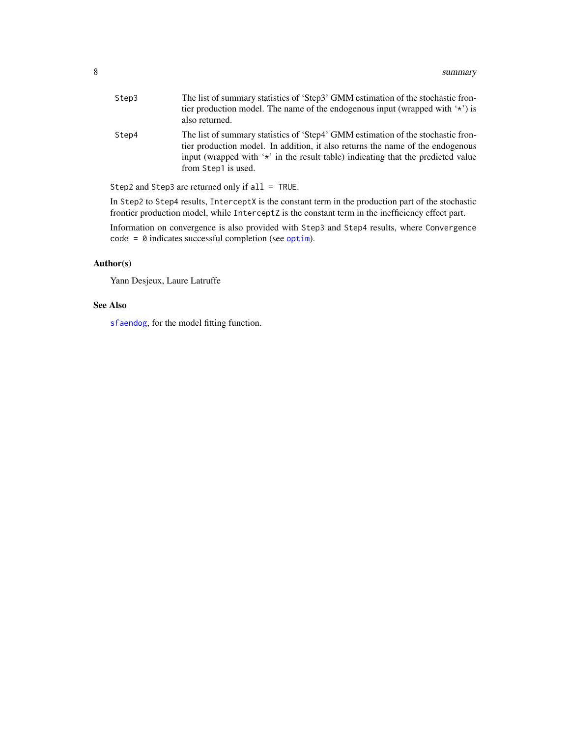`Step3`
: The list of summary statistics of 'Step3' GMM estimation of the stochastic frontier production model. The name of the endogenous input (wrapped with '*') is also returned.

`Step4`
: The list of summary statistics of 'Step4' GMM estimation of the stochastic frontier production model. In addition, it also returns the name of the endogenous input (wrapped with '*' in the result table) indicating that the predicted value from `Step1` is used.

`Step2` and `Step3` are returned only if `all = TRUE`.

In `Step2` to `Step4` results, `InterceptX` is the constant term in the production part of the stochastic frontier production model, while `InterceptZ` is the constant term in the inefficiency effect part.

Information on convergence is also provided with `Step3` and `Step4` results, where `Convergence code = 0` indicates successful completion (see `optim`).

## Author(s)

Yann Desjeux, Laure Latruffe

## See Also

`sfaendog`, for the model fitting function.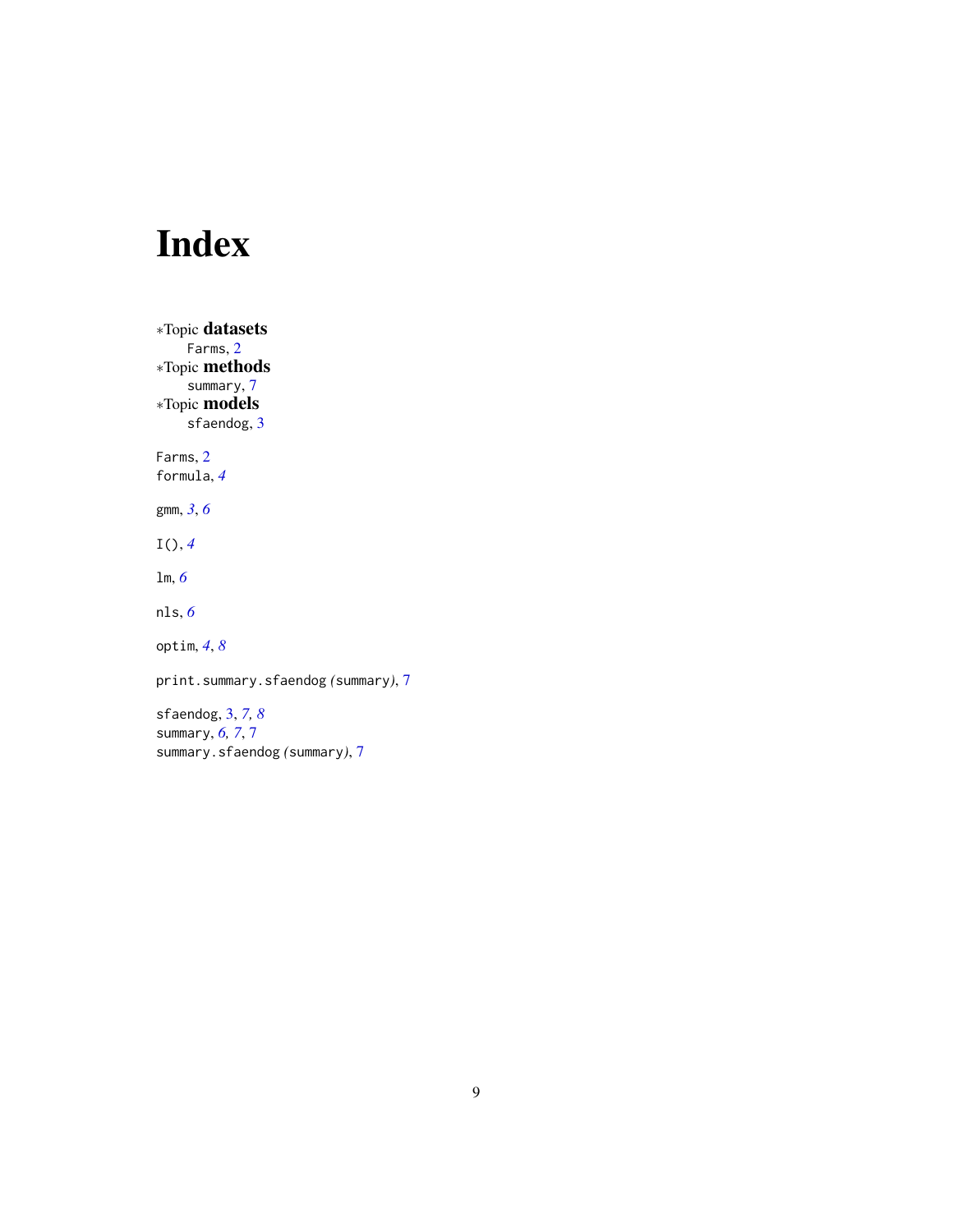# Index

*Topic **datasets**
    Farms, 2
*Topic **methods**
    summary, 7
*Topic **models**
    sfaendog, 3

Farms, 2
formula, *4*

gmm, *3*, *6*

I(), *4*

lm, *6*

nls, *6*

optim, *4*, *8*

print.summary.sfaendog *(*summary*)*, 7

sfaendog, 3, *7, 8*
summary, *6, 7*, 7
summary.sfaendog *(*summary*)*, 7